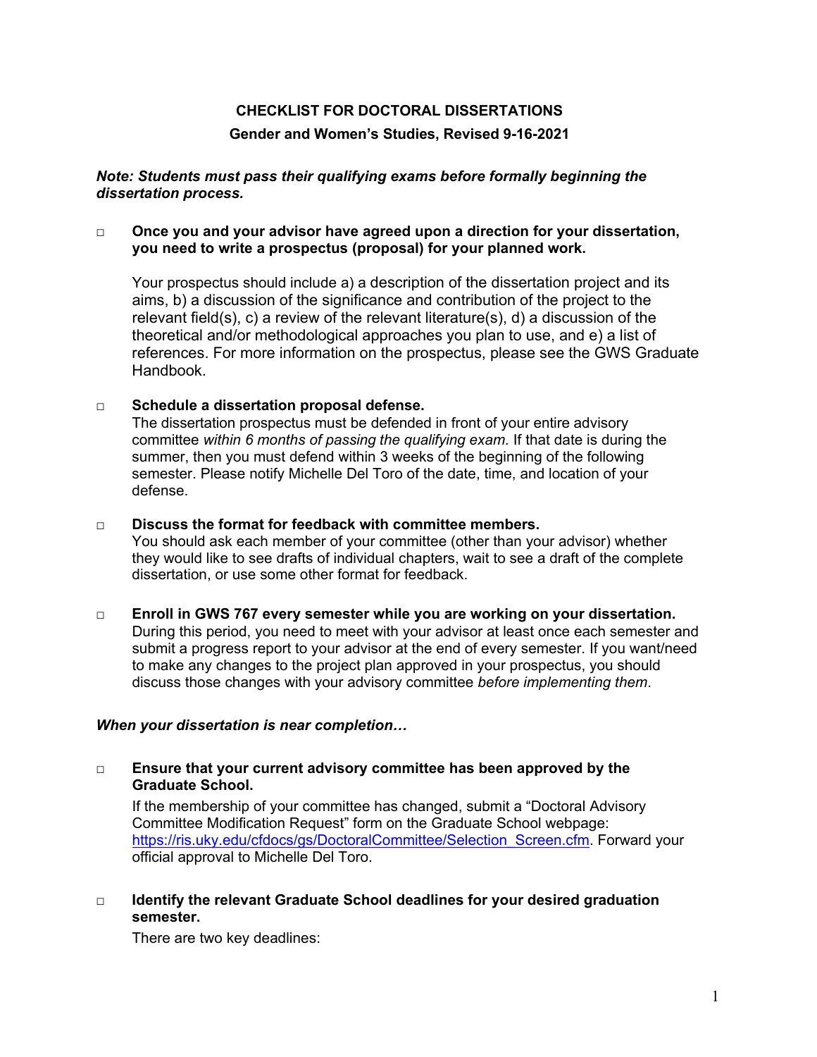# CHECKLIST FOR DOCTORAL DISSERTATIONS

## Gender and Women's Studies, Revised 9-16-2021

***Note: Students must pass their qualifying exams before formally beginning the dissertation process.***

- □ **Once you and your advisor have agreed upon a direction for your dissertation, you need to write a prospectus (proposal) for your planned work.**

  Your prospectus should include a) a description of the dissertation project and its aims, b) a discussion of the significance and contribution of the project to the relevant field(s), c) a review of the relevant literature(s), d) a discussion of the theoretical and/or methodological approaches you plan to use, and e) a list of references. For more information on the prospectus, please see the GWS Graduate Handbook.

- □ **Schedule a dissertation proposal defense.**

  The dissertation prospectus must be defended in front of your entire advisory committee *within 6 months of passing the qualifying exam.* If that date is during the summer, then you must defend within 3 weeks of the beginning of the following semester. Please notify Michelle Del Toro of the date, time, and location of your defense.

- □ **Discuss the format for feedback with committee members.**

  You should ask each member of your committee (other than your advisor) whether they would like to see drafts of individual chapters, wait to see a draft of the complete dissertation, or use some other format for feedback.

- □ **Enroll in GWS 767 every semester while you are working on your dissertation.**

  During this period, you need to meet with your advisor at least once each semester and submit a progress report to your advisor at the end of every semester. If you want/need to make any changes to the project plan approved in your prospectus, you should discuss those changes with your advisory committee *before implementing them*.

***When your dissertation is near completion…***

- □ **Ensure that your current advisory committee has been approved by the Graduate School.**

  If the membership of your committee has changed, submit a "Doctoral Advisory Committee Modification Request" form on the Graduate School webpage: [https://ris.uky.edu/cfdocs/gs/DoctoralCommittee/Selection_Screen.cfm](https://ris.uky.edu/cfdocs/gs/DoctoralCommittee/Selection_Screen.cfm). Forward your official approval to Michelle Del Toro.

- □ **Identify the relevant Graduate School deadlines for your desired graduation semester.**

  There are two key deadlines: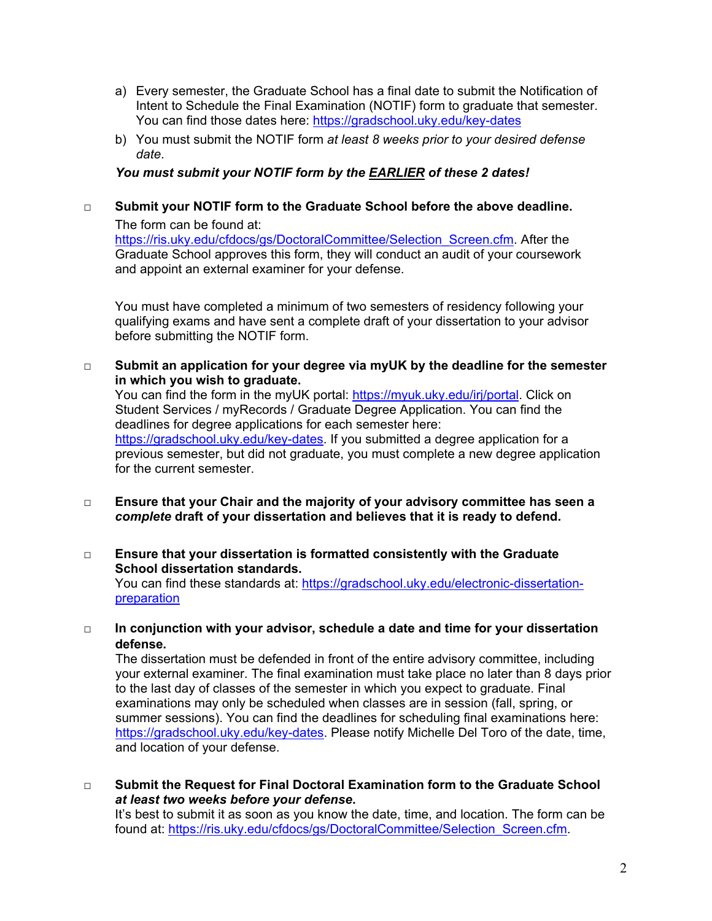a) Every semester, the Graduate School has a final date to submit the Notification of Intent to Schedule the Final Examination (NOTIF) form to graduate that semester. You can find those dates here: https://gradschool.uky.edu/key-dates
b) You must submit the NOTIF form *at least 8 weeks prior to your desired defense date*.

***You must submit your NOTIF form by the <u>EARLIER</u> of these 2 dates!***

- ☐ **Submit your NOTIF form to the Graduate School before the above deadline.**
  The form can be found at: https://ris.uky.edu/cfdocs/gs/DoctoralCommittee/Selection_Screen.cfm. After the Graduate School approves this form, they will conduct an audit of your coursework and appoint an external examiner for your defense.

  You must have completed a minimum of two semesters of residency following your qualifying exams and have sent a complete draft of your dissertation to your advisor before submitting the NOTIF form.

- ☐ **Submit an application for your degree via myUK by the deadline for the semester in which you wish to graduate.**
  You can find the form in the myUK portal: https://myuk.uky.edu/irj/portal. Click on Student Services / myRecords / Graduate Degree Application. You can find the deadlines for degree applications for each semester here: https://gradschool.uky.edu/key-dates. If you submitted a degree application for a previous semester, but did not graduate, you must complete a new degree application for the current semester.

- ☐ **Ensure that your Chair and the majority of your advisory committee has seen a *complete* draft of your dissertation and believes that it is ready to defend.**

- ☐ **Ensure that your dissertation is formatted consistently with the Graduate School dissertation standards.**
  You can find these standards at: https://gradschool.uky.edu/electronic-dissertation-preparation

- ☐ **In conjunction with your advisor, schedule a date and time for your dissertation defense.**
  The dissertation must be defended in front of the entire advisory committee, including your external examiner. The final examination must take place no later than 8 days prior to the last day of classes of the semester in which you expect to graduate. Final examinations may only be scheduled when classes are in session (fall, spring, or summer sessions). You can find the deadlines for scheduling final examinations here: https://gradschool.uky.edu/key-dates. Please notify Michelle Del Toro of the date, time, and location of your defense.

- ☐ **Submit the Request for Final Doctoral Examination form to the Graduate School *at least two weeks before your defense*.**
  It's best to submit it as soon as you know the date, time, and location. The form can be found at: https://ris.uky.edu/cfdocs/gs/DoctoralCommittee/Selection_Screen.cfm.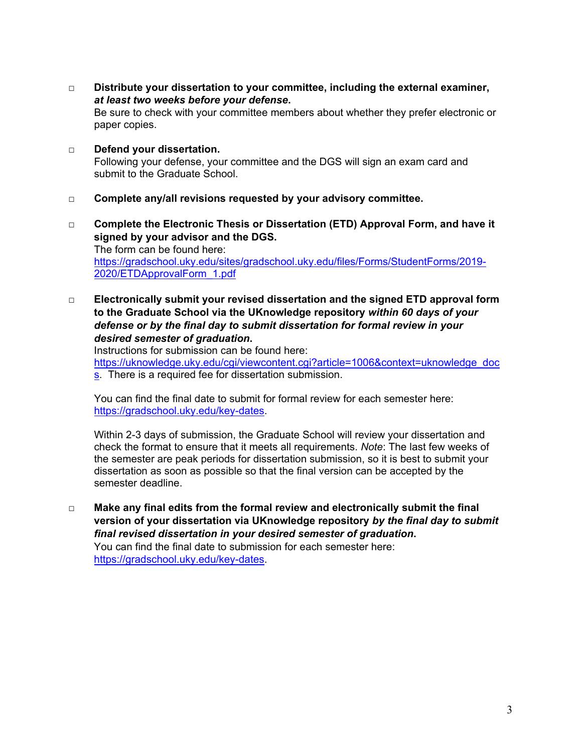- ☐ **Distribute your dissertation to your committee, including the external examiner, *at least two weeks before your defense*.**
  Be sure to check with your committee members about whether they prefer electronic or paper copies.

- ☐ **Defend your dissertation.**
  Following your defense, your committee and the DGS will sign an exam card and submit to the Graduate School.

- ☐ **Complete any/all revisions requested by your advisory committee.**

- ☐ **Complete the Electronic Thesis or Dissertation (ETD) Approval Form, and have it signed by your advisor and the DGS.**
  The form can be found here:
  [https://gradschool.uky.edu/sites/gradschool.uky.edu/files/Forms/StudentForms/2019-2020/ETDApprovalForm_1.pdf](https://gradschool.uky.edu/sites/gradschool.uky.edu/files/Forms/StudentForms/2019-2020/ETDApprovalForm_1.pdf)

- ☐ **Electronically submit your revised dissertation and the signed ETD approval form to the Graduate School via the UKnowledge repository *within 60 days of your defense or by the final day to submit dissertation for formal review in your desired semester of graduation*.**
  Instructions for submission can be found here:
  [https://uknowledge.uky.edu/cgi/viewcontent.cgi?article=1006&context=uknowledge_docs](https://uknowledge.uky.edu/cgi/viewcontent.cgi?article=1006&context=uknowledge_docs). There is a required fee for dissertation submission.

  You can find the final date to submit for formal review for each semester here: [https://gradschool.uky.edu/key-dates](https://gradschool.uky.edu/key-dates).

  Within 2-3 days of submission, the Graduate School will review your dissertation and check the format to ensure that it meets all requirements. *Note*: The last few weeks of the semester are peak periods for dissertation submission, so it is best to submit your dissertation as soon as possible so that the final version can be accepted by the semester deadline.

- ☐ **Make any final edits from the formal review and electronically submit the final version of your dissertation via UKnowledge repository *by the final day to submit final revised dissertation in your desired semester of graduation*.**
  You can find the final date to submission for each semester here: [https://gradschool.uky.edu/key-dates](https://gradschool.uky.edu/key-dates).